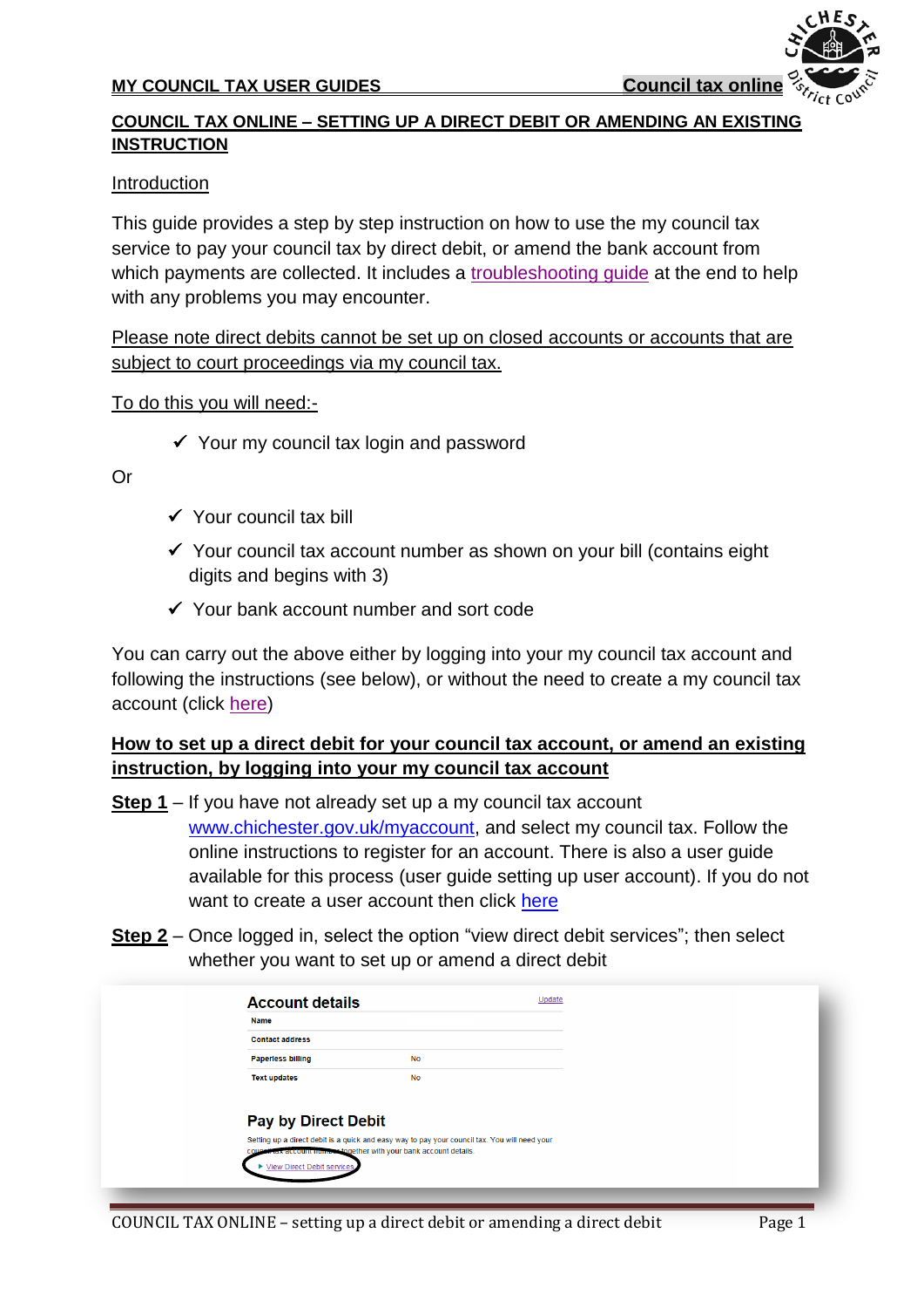# COUNCIL TAX ONLINE – SETTING UP A DIRECT DEBIT OR AMENDING AN EXISTING INSTRUCTION

## Introduction

This guide provides a step by step instruction on how to use the my council tax service to pay your council tax by direct debit, or amend the bank account from which payments are collected. It includes a troubleshooting guide at the end to help with any problems you may encounter.

Please note direct debits cannot be set up on closed accounts or accounts that are subject to court proceedings via my council tax.

To do this you will need:-

- ✓ Your my council tax login and password

Or

- ✓ Your council tax bill
- ✓ Your council tax account number as shown on your bill (contains eight digits and begins with 3)
- ✓ Your bank account number and sort code

You can carry out the above either by logging into your my council tax account and following the instructions (see below), or without the need to create a my council tax account (click here)

## How to set up a direct debit for your council tax account, or amend an existing instruction, by logging into your my council tax account

**Step 1** – If you have not already set up a my council tax account www.chichester.gov.uk/myaccount, and select my council tax. Follow the online instructions to register for an account. There is also a user guide available for this process (user guide setting up user account). If you do not want to create a user account then click here

**Step 2** – Once logged in, select the option "view direct debit services"; then select whether you want to set up or amend a direct debit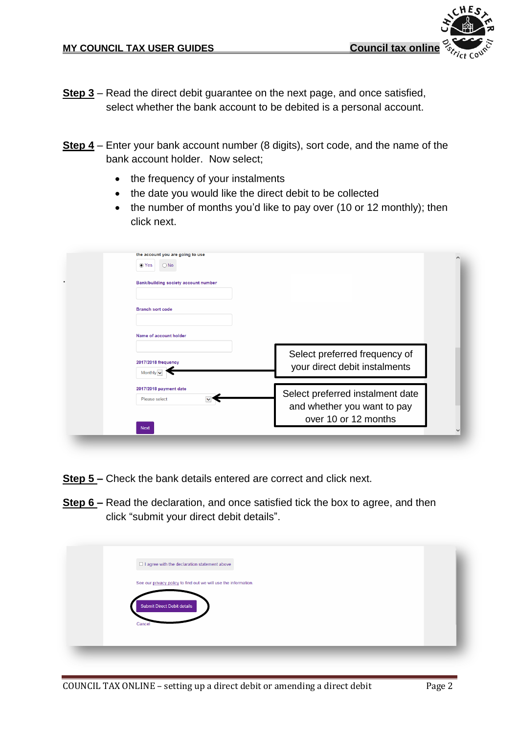**Step 3** – Read the direct debit guarantee on the next page, and once satisfied, select whether the bank account to be debited is a personal account.

**Step 4** – Enter your bank account number (8 digits), sort code, and the name of the bank account holder. Now select;

- the frequency of your instalments
- the date you would like the direct debit to be collected
- the number of months you'd like to pay over (10 or 12 monthly); then click next.

the account you are going to use

Yes No

Bank/building society account number

Branch sort code

Name of account holder

2017/2018 frequency

Monthly

Select preferred frequency of your direct debit instalments

2017/2018 payment date

Please select

Select preferred instalment date and whether you want to pay over 10 or 12 months

Next

**Step 5 –** Check the bank details entered are correct and click next.

**Step 6 –** Read the declaration, and once satisfied tick the box to agree, and then click "submit your direct debit details".

I agree with the declaration statement above

See our privacy policy to find out we will use the information.

Submit Direct Debit details

Cancel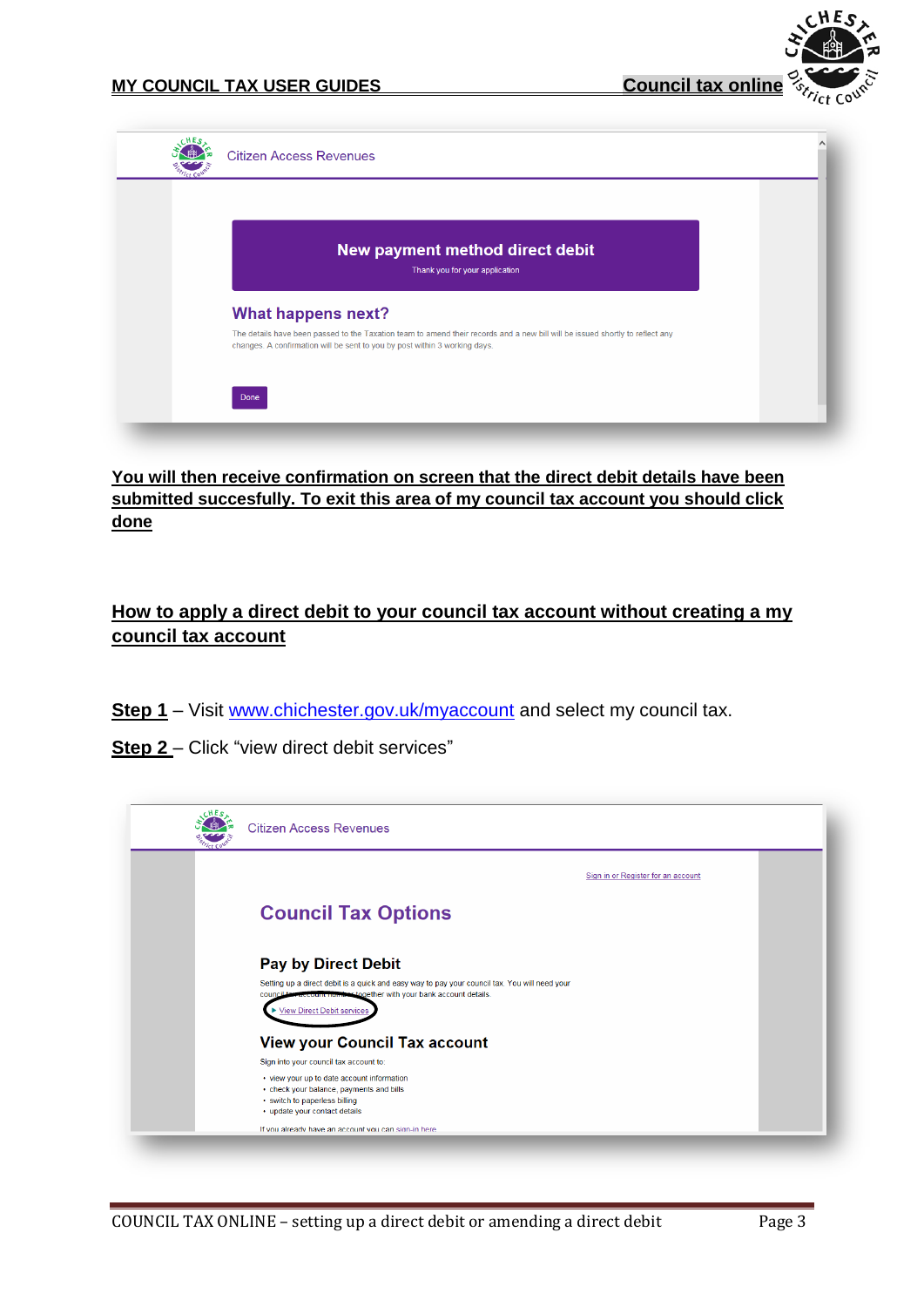**You will then receive confirmation on screen that the direct debit details have been submitted succesfully. To exit this area of my council tax account you should click done**

## How to apply a direct debit to your council tax account without creating a my council tax account

**Step 1** – Visit www.chichester.gov.uk/myaccount and select my council tax.

**Step 2** – Click "view direct debit services"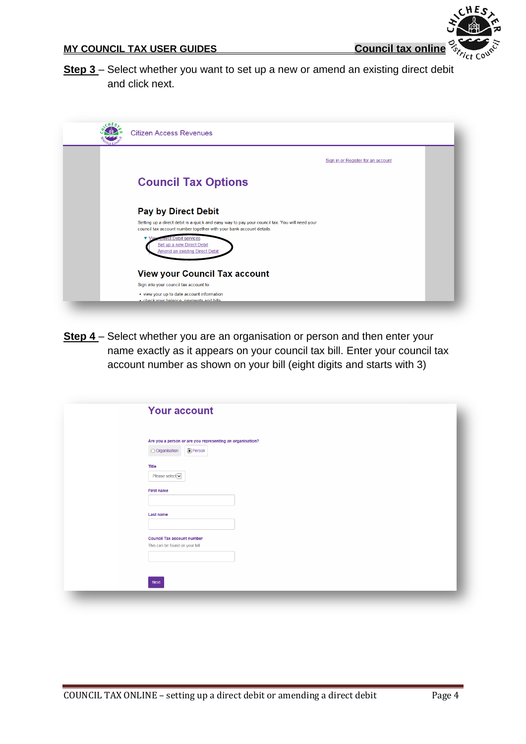**Step 3** – Select whether you want to set up a new or amend an existing direct debit and click next.

**Step 4** – Select whether you are an organisation or person and then enter your name exactly as it appears on your council tax bill. Enter your council tax account number as shown on your bill (eight digits and starts with 3)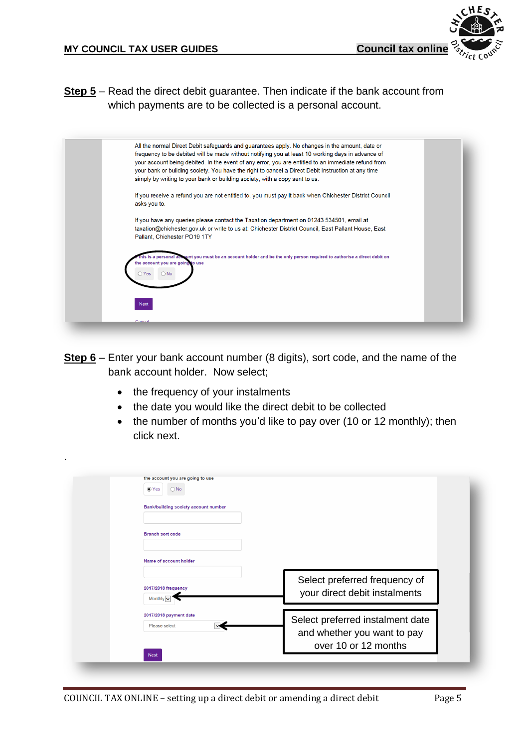**Step 5** – Read the direct debit guarantee. Then indicate if the bank account from which payments are to be collected is a personal account.

All the normal Direct Debit safeguards and guarantees apply. No changes in the amount, date or frequency to be debited will be made without notifying you at least 10 working days in advance of your account being debited. In the event of any error, you are entitled to an immediate refund from your bank or building society. You have the right to cancel a Direct Debit Instruction at any time simply by writing to your bank or building society, with a copy sent to us.

If you receive a refund you are not entitled to, you must pay it back when Chichester District Council asks you to.

If you have any queries please contact the Taxation department on 01243 534501, email at taxation@chichester.gov.uk or write to us at: Chichester District Council, East Pallant House, East Pallant, Chichester PO19 1TY

If this is a personal account you must be an account holder and be the only person required to authorise a direct debit on the account you are going to use

Yes No

Next

Cancel

**Step 6** – Enter your bank account number (8 digits), sort code, and the name of the bank account holder. Now select;

- the frequency of your instalments
- the date you would like the direct debit to be collected
- the number of months you'd like to pay over (10 or 12 monthly); then click next.

.

the account you are going to use

Yes No

Bank/building society account number

Branch sort code

Name of account holder

2017/2018 frequency

Monthly

Select preferred frequency of your direct debit instalments

2017/2018 payment date

Please select

Select preferred instalment date and whether you want to pay over 10 or 12 months

Next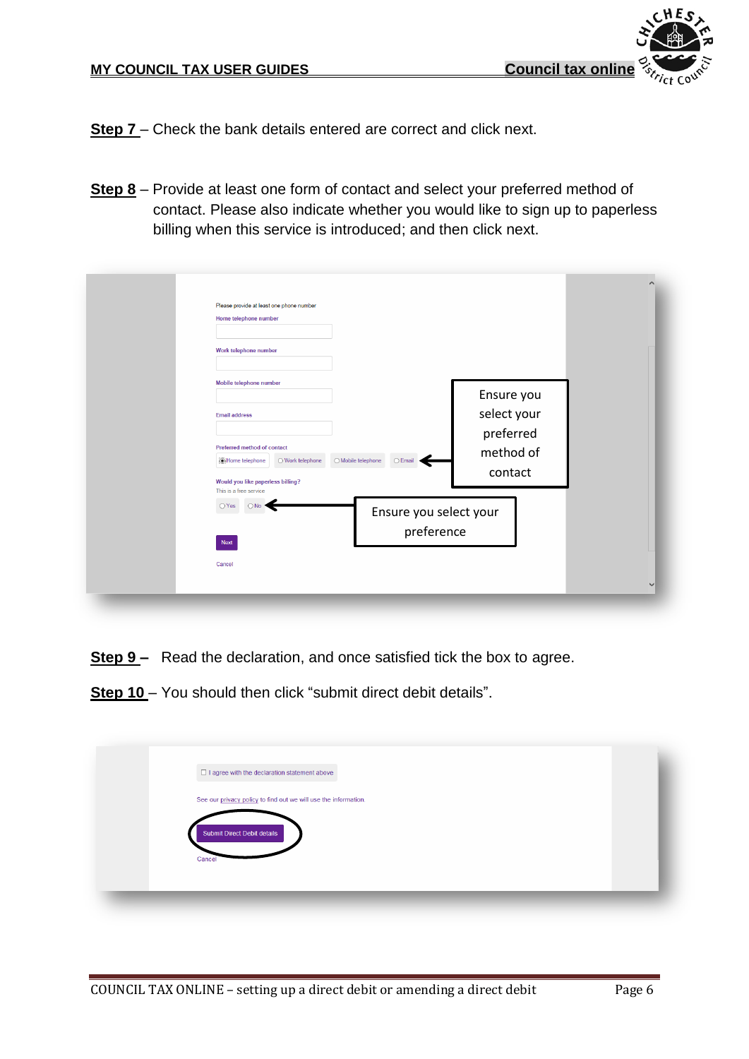**Step 7** – Check the bank details entered are correct and click next.

**Step 8** – Provide at least one form of contact and select your preferred method of contact. Please also indicate whether you would like to sign up to paperless billing when this service is introduced; and then click next.

Please provide at least one phone number

Home telephone number

Work telephone number

Mobile telephone number

Email address

Preferred method of contact

Home telephone | Work telephone | Mobile telephone | Email

Would you like paperless billing?

This is a free service

Yes | No

Next

Cancel

Ensure you select your preferred method of contact

Ensure you select your preference

**Step 9** – Read the declaration, and once satisfied tick the box to agree.

**Step 10** – You should then click "submit direct debit details".

I agree with the declaration statement above

See our privacy policy to find out we will use the information.

Submit Direct Debit details

Cancel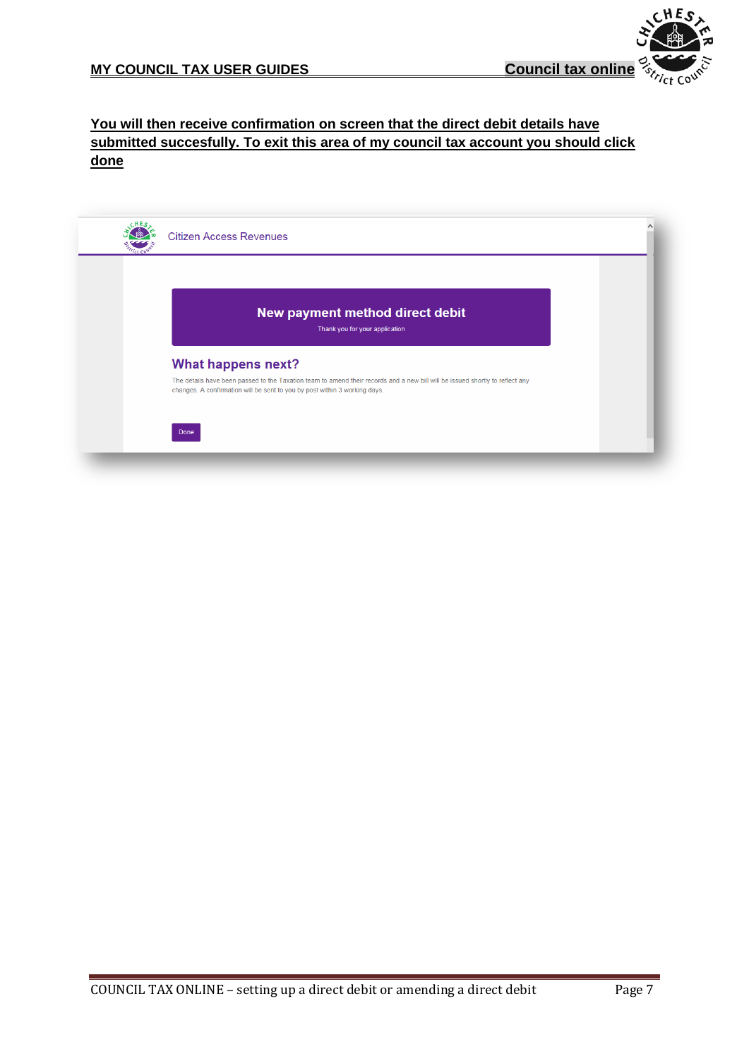**You will then receive confirmation on screen that the direct debit details have submitted succesfully. To exit this area of my council tax account you should click done**

Citizen Access Revenues

**New payment method direct debit**

Thank you for your application

**What happens next?**

The details have been passed to the Taxation team to amend their records and a new bill will be issued shortly to reflect any changes. A confirmation will be sent to you by post within 3 working days.

Done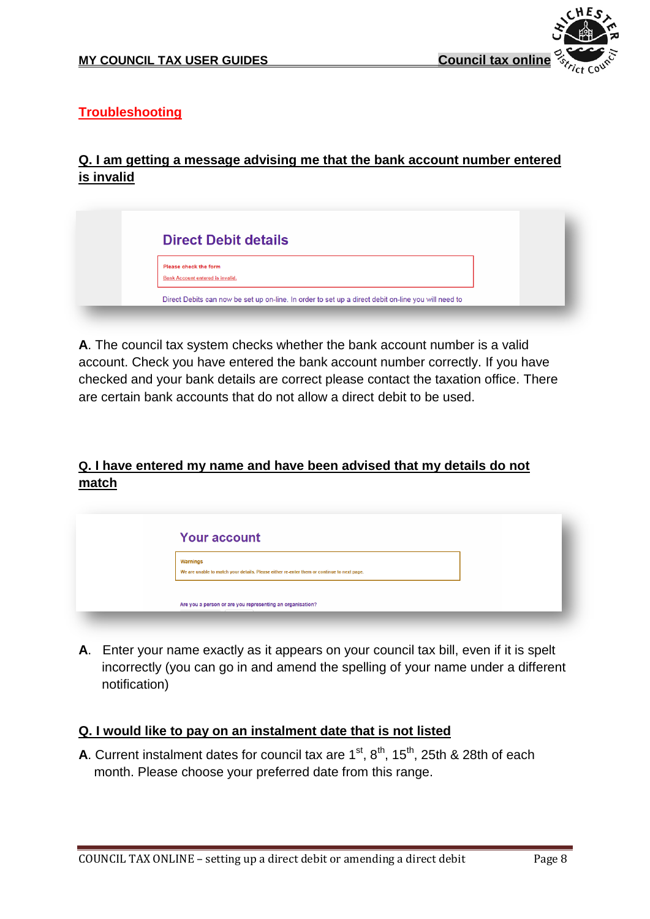## Troubleshooting

### Q. I am getting a message advising me that the bank account number entered is invalid

**Direct Debit details**

Please check the form

Bank Account entered is invalid.

Direct Debits can now be set up on-line. In order to set up a direct debit on-line you will need to

**A**. The council tax system checks whether the bank account number is a valid account. Check you have entered the bank account number correctly. If you have checked and your bank details are correct please contact the taxation office. There are certain bank accounts that do not allow a direct debit to be used.

### Q. I have entered my name and have been advised that my details do not match

**Your account**

Warnings

We are unable to match your details. Please either re-enter them or continue to next page.

Are you a person or are you representing an organisation?

**A**. Enter your name exactly as it appears on your council tax bill, even if it is spelt incorrectly (you can go in and amend the spelling of your name under a different notification)

### Q. I would like to pay on an instalment date that is not listed

**A**. Current instalment dates for council tax are 1st, 8th, 15th, 25th & 28th of each month. Please choose your preferred date from this range.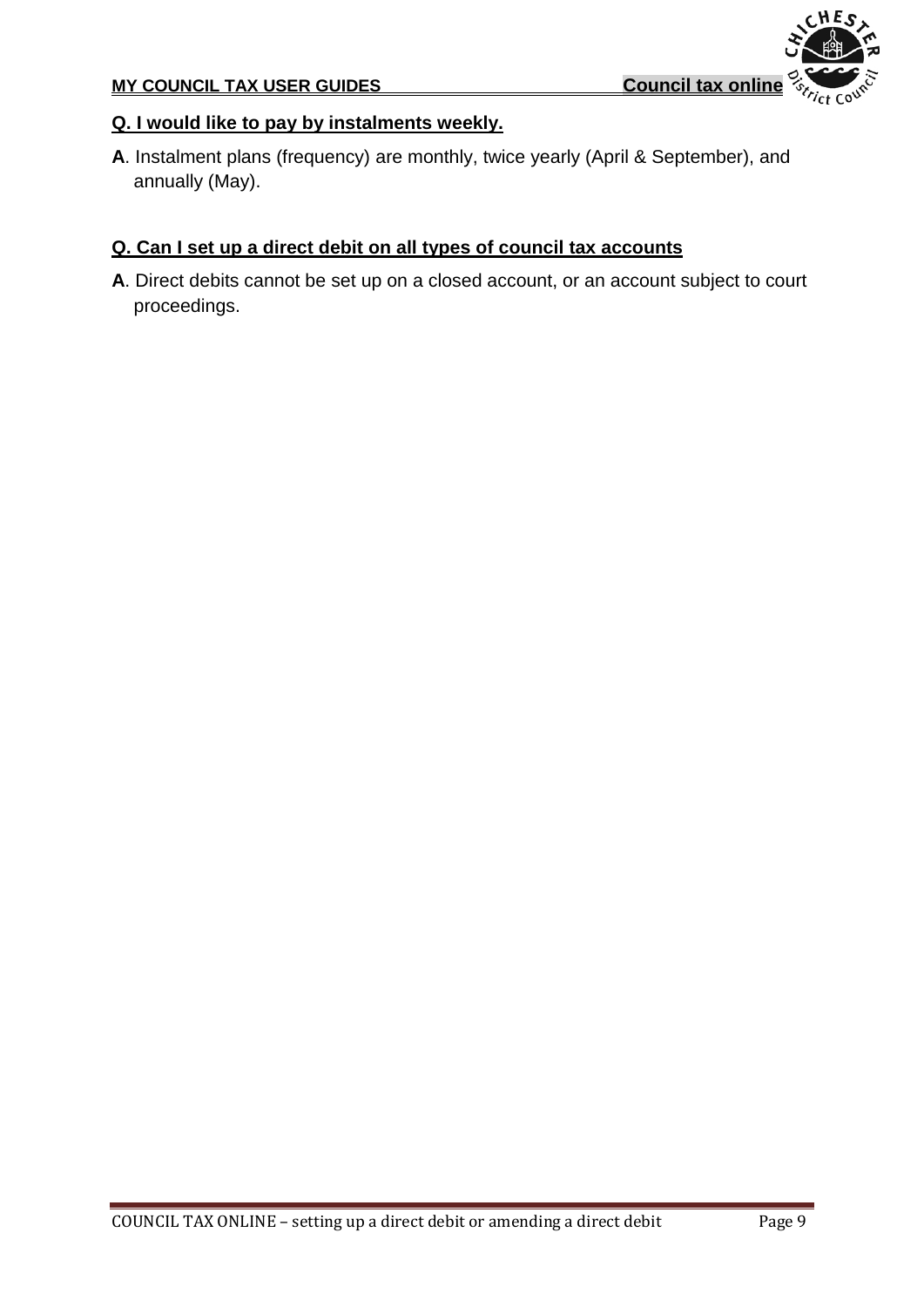**Q. I would like to pay by instalments weekly.**

**A**. Instalment plans (frequency) are monthly, twice yearly (April & September), and annually (May).

**Q. Can I set up a direct debit on all types of council tax accounts**

**A**. Direct debits cannot be set up on a closed account, or an account subject to court proceedings.